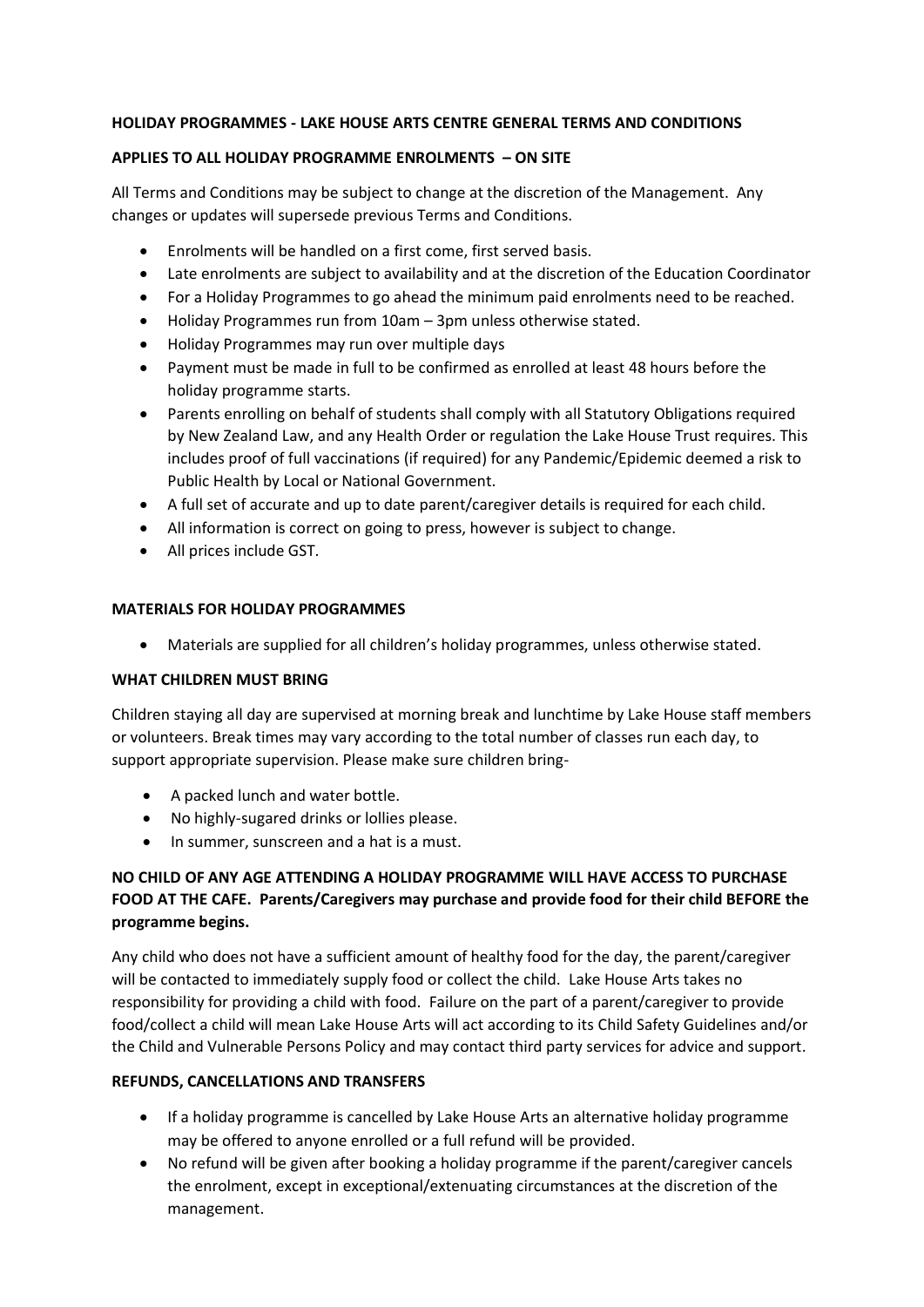**HOLIDAY PROGRAMMES - LAKE HOUSE ARTS CENTRE GENERAL TERMS AND CONDITIONS**

**APPLIES TO ALL HOLIDAY PROGRAMME ENROLMENTS – ON SITE**

All Terms and Conditions may be subject to change at the discretion of the Management. Any changes or updates will supersede previous Terms and Conditions.

- Enrolments will be handled on a first come, first served basis.
- Late enrolments are subject to availability and at the discretion of the Education Coordinator
- For a Holiday Programmes to go ahead the minimum paid enrolments need to be reached.
- Holiday Programmes run from 10am – 3pm unless otherwise stated.
- Holiday Programmes may run over multiple days
- Payment must be made in full to be confirmed as enrolled at least 48 hours before the holiday programme starts.
- Parents enrolling on behalf of students shall comply with all Statutory Obligations required by New Zealand Law, and any Health Order or regulation the Lake House Trust requires. This includes proof of full vaccinations (if required) for any Pandemic/Epidemic deemed a risk to Public Health by Local or National Government.
- A full set of accurate and up to date parent/caregiver details is required for each child.
- All information is correct on going to press, however is subject to change.
- All prices include GST.

**MATERIALS FOR HOLIDAY PROGRAMMES**

- Materials are supplied for all children's holiday programmes, unless otherwise stated.

**WHAT CHILDREN MUST BRING**

Children staying all day are supervised at morning break and lunchtime by Lake House staff members or volunteers. Break times may vary according to the total number of classes run each day, to support appropriate supervision. Please make sure children bring-

- A packed lunch and water bottle.
- No highly-sugared drinks or lollies please.
- In summer, sunscreen and a hat is a must.

**NO CHILD OF ANY AGE ATTENDING A HOLIDAY PROGRAMME WILL HAVE ACCESS TO PURCHASE FOOD AT THE CAFE. Parents/Caregivers may purchase and provide food for their child BEFORE the programme begins.**

Any child who does not have a sufficient amount of healthy food for the day, the parent/caregiver will be contacted to immediately supply food or collect the child. Lake House Arts takes no responsibility for providing a child with food. Failure on the part of a parent/caregiver to provide food/collect a child will mean Lake House Arts will act according to its Child Safety Guidelines and/or the Child and Vulnerable Persons Policy and may contact third party services for advice and support.

**REFUNDS, CANCELLATIONS AND TRANSFERS**

- If a holiday programme is cancelled by Lake House Arts an alternative holiday programme may be offered to anyone enrolled or a full refund will be provided.
- No refund will be given after booking a holiday programme if the parent/caregiver cancels the enrolment, except in exceptional/extenuating circumstances at the discretion of the management.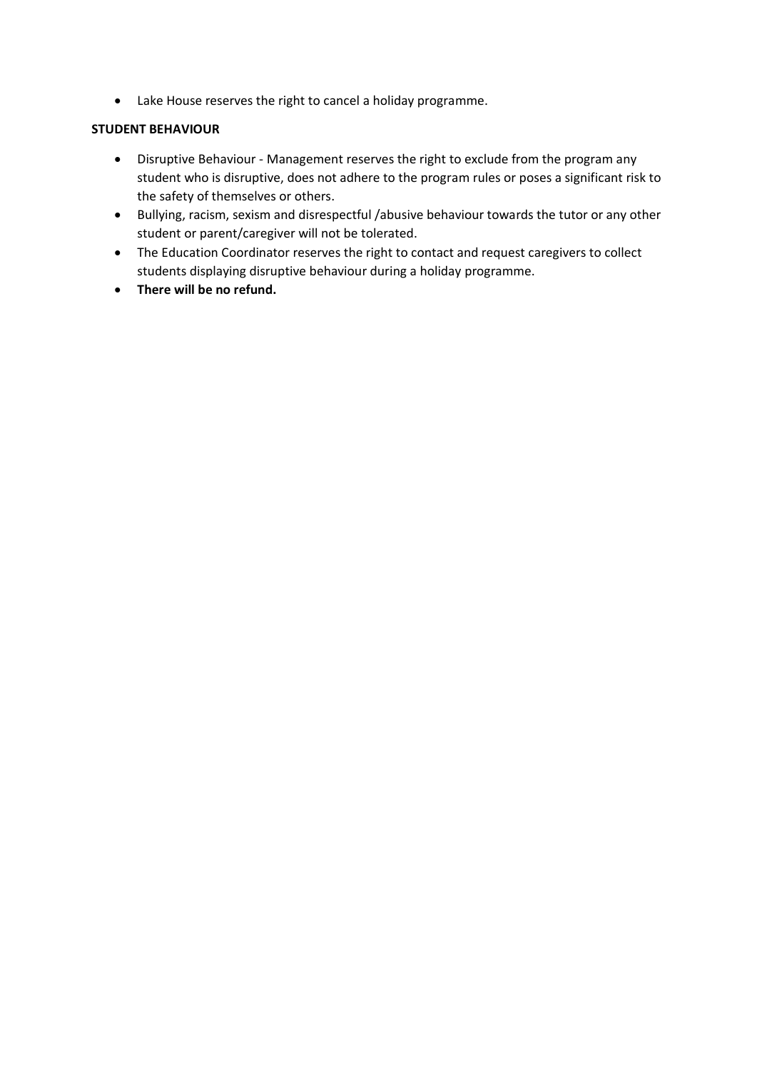- Lake House reserves the right to cancel a holiday programme.

**STUDENT BEHAVIOUR**

- Disruptive Behaviour - Management reserves the right to exclude from the program any student who is disruptive, does not adhere to the program rules or poses a significant risk to the safety of themselves or others.
- Bullying, racism, sexism and disrespectful /abusive behaviour towards the tutor or any other student or parent/caregiver will not be tolerated.
- The Education Coordinator reserves the right to contact and request caregivers to collect students displaying disruptive behaviour during a holiday programme.
- **There will be no refund.**